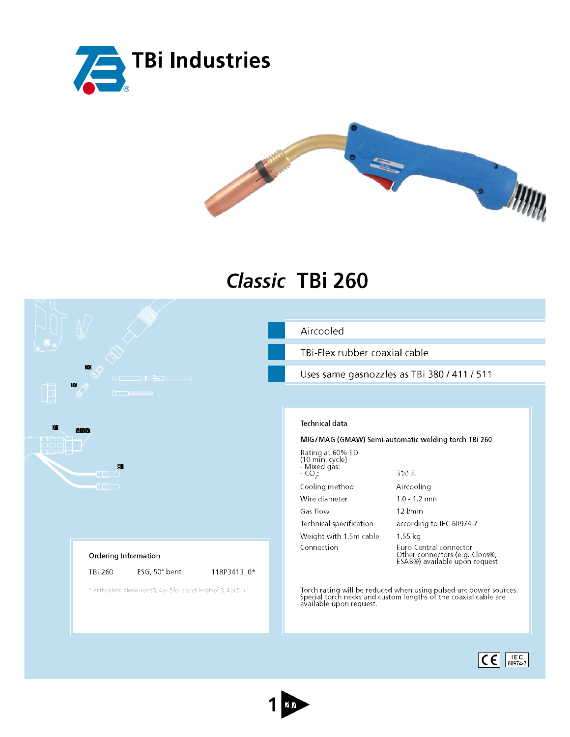# TBi Industries

## *Classic* TBi 260

- Aircooled
- TBi-Flex rubber coaxial cable
- Uses same gasnozzles as TBi 380 / 411 / 511

### Technical data

**MIG/MAG (GMAW) Semi-automatic welding torch TBi 260**

| | |
|---|---|
| Rating at 60% ED (10 min. cycle) - Mixed gas: - $CO_2$: | 310 A |
| Cooling method | Aircooling |
| Wire diameter | 1.0 - 1.2 mm |
| Gas flow | 12 l/min |
| Technical specification | according to IEC 60974-7 |
| Weight with 1.5m cable | 1.55 kg |
| Connection | Euro-Central connector. Other connectors (e.g. Cloos®, ESAB®) available upon request. |

Torch rating will be reduced when using pulsed-arc power sources. Special torch necks and custom lengths of the coaxial cable are available upon request.

### Ordering Information

| | | |
|---|---|---|
| TBi 260 | ESG, 50° bent | 118P3413_0* |

* At the blank, please insert 3, 4 or 5 for a torch length of 3, 4 or 5 m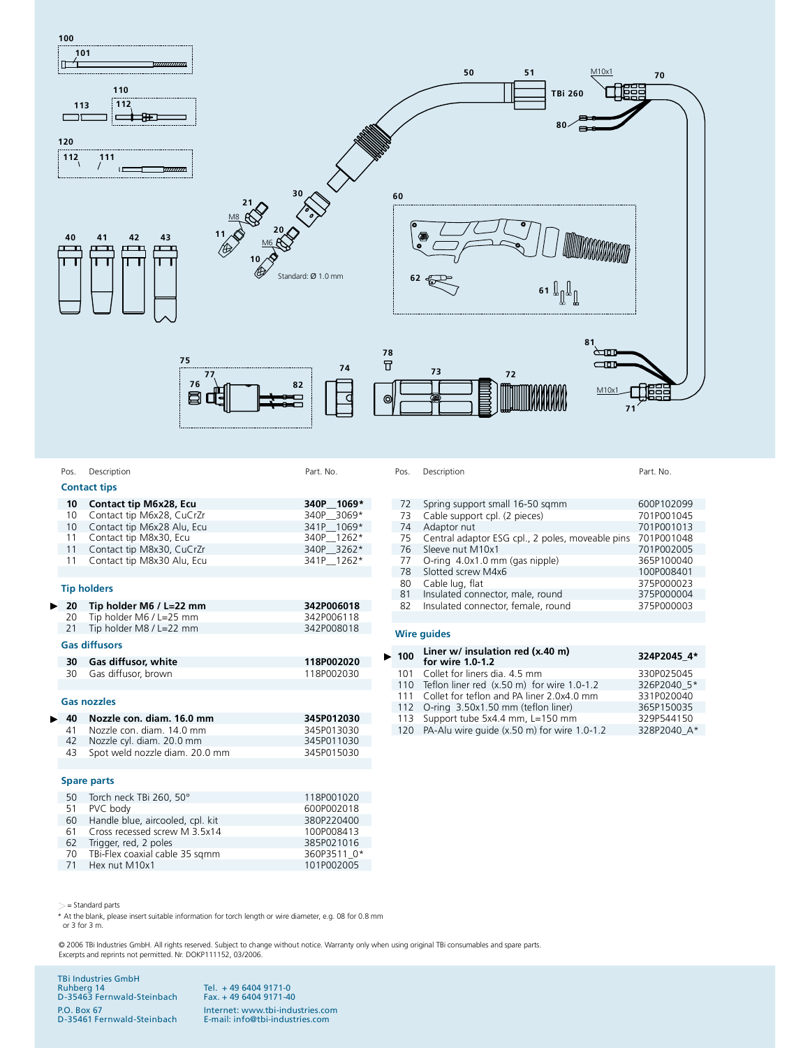100
101
110
113
112
120
112
111
40 41 42 43
11
M8
21
30
20
M6
10
Standard: Ø 1.0 mm
50
51
TBi 260
M10x1
70
80
60
62
61
81
75
77
76
82
78
74
73
72
M10x1
71

| Pos. | Description | Part. No. |
|---|---|---|
| | **Contact tips** | |
| **10** | **Contact tip M6x28, Ecu** | **340P__1069*** |
| 10 | Contact tip M6x28, CuCrZr | 340P__3069* |
| 10 | Contact tip M6x28 Alu, Ecu | 341P__1069* |
| 11 | Contact tip M8x30, Ecu | 340P__1262* |
| 11 | Contact tip M8x30, CuCrZr | 340P__3262* |
| 11 | Contact tip M8x30 Alu, Ecu | 341P__1262* |
| | **Tip holders** | |
| ▶ **20** | **Tip holder M6 / L=22 mm** | **342P006018** |
| 20 | Tip holder M6 / L=25 mm | 342P006118 |
| 21 | Tip holder M8 / L=22 mm | 342P008018 |
| | **Gas diffusors** | |
| **30** | **Gas diffusor, white** | **118P002020** |
| 30 | Gas diffusor, brown | 118P002030 |
| | **Gas nozzles** | |
| ▶ **40** | **Nozzle con. diam. 16.0 mm** | **345P012030** |
| 41 | Nozzle con. diam. 14.0 mm | 345P013030 |
| 42 | Nozzle cyl. diam. 20.0 mm | 345P011030 |
| 43 | Spot weld nozzle diam. 20.0 mm | 345P015030 |
| | **Spare parts** | |
| 50 | Torch neck TBi 260, 50° | 118P001020 |
| 51 | PVC body | 600P002018 |
| 60 | Handle blue, aircooled, cpl. kit | 380P220400 |
| 61 | Cross recessed screw M 3.5x14 | 100P008413 |
| 62 | Trigger, red, 2 poles | 385P021016 |
| 70 | TBi-Flex coaxial cable 35 sqmm | 360P3511_0* |
| 71 | Hex nut M10x1 | 101P002005 |

| Pos. | Description | Part. No. |
|---|---|---|
| 72 | Spring support small 16-50 sqmm | 600P102099 |
| 73 | Cable support cpl. (2 pieces) | 701P001045 |
| 74 | Adaptor nut | 701P001013 |
| 75 | Central adaptor ESG cpl., 2 poles, moveable pins | 701P001048 |
| 76 | Sleeve nut M10x1 | 701P002005 |
| 77 | O-ring 4.0x1.0 mm (gas nipple) | 365P100040 |
| 78 | Slotted screw M4x6 | 100P008401 |
| 80 | Cable lug, flat | 375P000023 |
| 81 | Insulated connector, male, round | 375P000004 |
| 82 | Insulated connector, female, round | 375P000003 |
| | **Wire guides** | |
| ▶ **100** | **Liner w/ insulation red (x.40 m) for wire 1.0-1.2** | **324P2045_4*** |
| 101 | Collet for liners dia. 4.5 mm | 330P025045 |
| 110 | Teflon liner red (x.50 m) for wire 1.0-1.2 | 326P2040_5* |
| 111 | Collet for teflon and PA liner 2.0x4.0 mm | 331P020040 |
| 112 | O-ring 3.50x1.50 mm (teflon liner) | 365P150035 |
| 113 | Support tube 5x4.4 mm, L=150 mm | 329P544150 |
| 120 | PA-Alu wire guide (x.50 m) for wire 1.0-1.2 | 328P2040_A* |

▷ = Standard parts

* At the blank, please insert suitable information for torch length or wire diameter, e.g. 08 for 0.8 mm or 3 for 3 m.

© 2006 TBi Industries GmbH. All rights reserved. Subject to change without notice. Warranty only when using original TBi consumables and spare parts. Excerpts and reprints not permitted. Nr. DOKP111152, 03/2006.

TBi Industries GmbH
Ruhberg 14
D-35463 Fernwald-Steinbach

P.O. Box 67
D-35461 Fernwald-Steinbach

Tel. + 49 6404 9171-0
Fax. + 49 6404 9171-40

Internet: www.tbi-industries.com
E-mail: info@tbi-industries.com